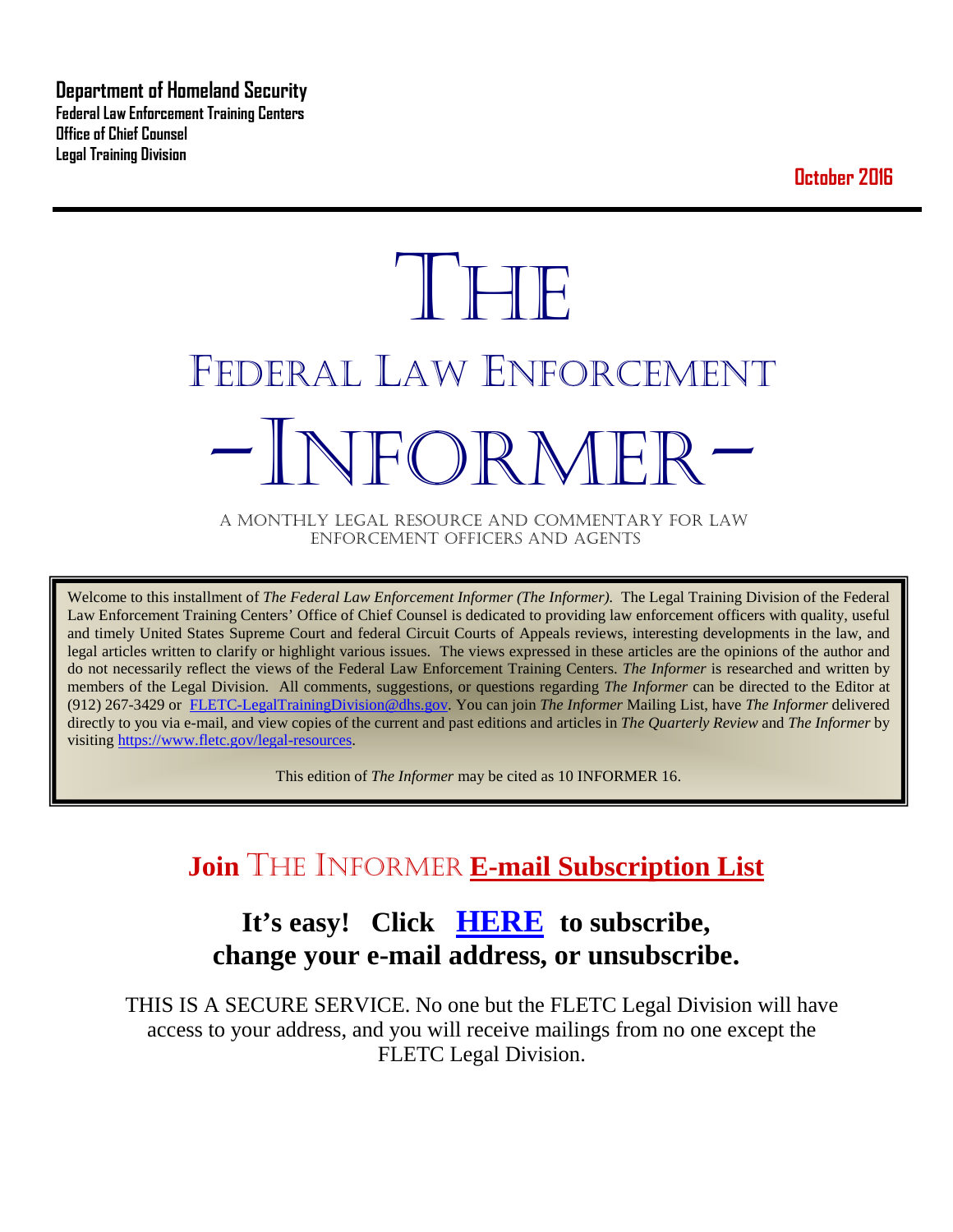**Department of Homeland Security**
**Federal Law Enforcement Training Centers**
**Office of Chief Counsel**
**Legal Training Division**

**October 2016**

---

# THE

# FEDERAL LAW ENFORCEMENT

# -INFORMER-

A MONTHLY LEGAL RESOURCE AND COMMENTARY FOR LAW ENFORCEMENT OFFICERS AND AGENTS

Welcome to this installment of *The Federal Law Enforcement Informer (The Informer).* The Legal Training Division of the Federal Law Enforcement Training Centers' Office of Chief Counsel is dedicated to providing law enforcement officers with quality, useful and timely United States Supreme Court and federal Circuit Courts of Appeals reviews, interesting developments in the law, and legal articles written to clarify or highlight various issues. The views expressed in these articles are the opinions of the author and do not necessarily reflect the views of the Federal Law Enforcement Training Centers. *The Informer* is researched and written by members of the Legal Division. All comments, suggestions, or questions regarding *The Informer* can be directed to the Editor at (912) 267-3429 or FLETC-LegalTrainingDivision@dhs.gov. You can join *The Informer* Mailing List, have *The Informer* delivered directly to you via e-mail, and view copies of the current and past editions and articles in *The Quarterly Review* and *The Informer* by visiting https://www.fletc.gov/legal-resources.

This edition of *The Informer* may be cited as 10 INFORMER 16.

## Join THE INFORMER E-mail Subscription List

### It's easy! Click HERE to subscribe, change your e-mail address, or unsubscribe.

THIS IS A SECURE SERVICE. No one but the FLETC Legal Division will have access to your address, and you will receive mailings from no one except the FLETC Legal Division.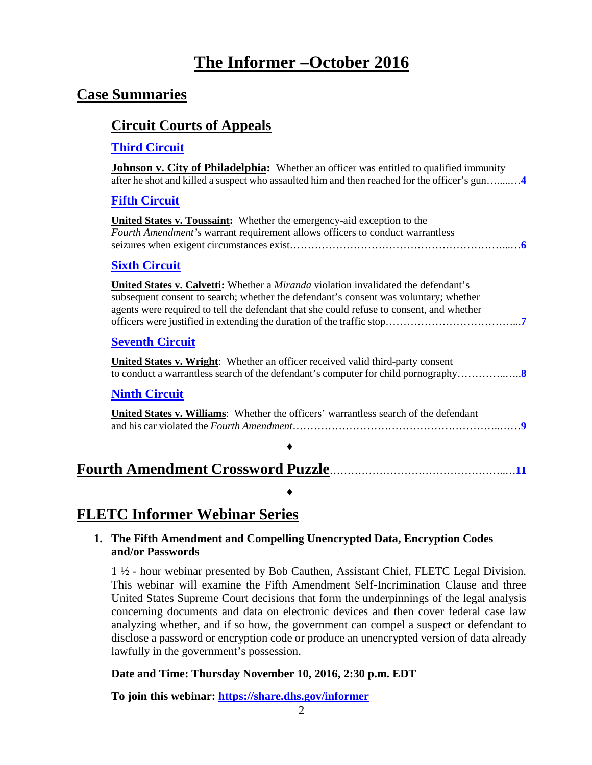# The Informer –October 2016

## Case Summaries

### Circuit Courts of Appeals

#### Third Circuit

**Johnson v. City of Philadelphia:** Whether an officer was entitled to qualified immunity after he shot and killed a suspect who assaulted him and then reached for the officer's gun…......…4

#### Fifth Circuit

**United States v. Toussaint:** Whether the emergency-aid exception to the *Fourth Amendment's* warrant requirement allows officers to conduct warrantless seizures when exigent circumstances exist…………………………………………………...…6

#### Sixth Circuit

**United States v. Calvetti:** Whether a *Miranda* violation invalidated the defendant's subsequent consent to search; whether the defendant's consent was voluntary; whether agents were required to tell the defendant that she could refuse to consent, and whether officers were justified in extending the duration of the traffic stop……………………………...7

#### Seventh Circuit

**United States v. Wright**: Whether an officer received valid third-party consent to conduct a warrantless search of the defendant's computer for child pornography…………..…..8

#### Ninth Circuit

**United States v. Williams**: Whether the officers' warrantless search of the defendant and his car violated the *Fourth Amendment*……………………………………………..……9

♦

## Fourth Amendment Crossword Puzzle…………………………………………..…11

♦

## FLETC Informer Webinar Series

1. **The Fifth Amendment and Compelling Unencrypted Data, Encryption Codes and/or Passwords**

   1 ½ - hour webinar presented by Bob Cauthen, Assistant Chief, FLETC Legal Division. This webinar will examine the Fifth Amendment Self-Incrimination Clause and three United States Supreme Court decisions that form the underpinnings of the legal analysis concerning documents and data on electronic devices and then cover federal case law analyzing whether, and if so how, the government can compel a suspect or defendant to disclose a password or encryption code or produce an unencrypted version of data already lawfully in the government's possession.

   **Date and Time: Thursday November 10, 2016, 2:30 p.m. EDT**

   **To join this webinar: https://share.dhs.gov/informer**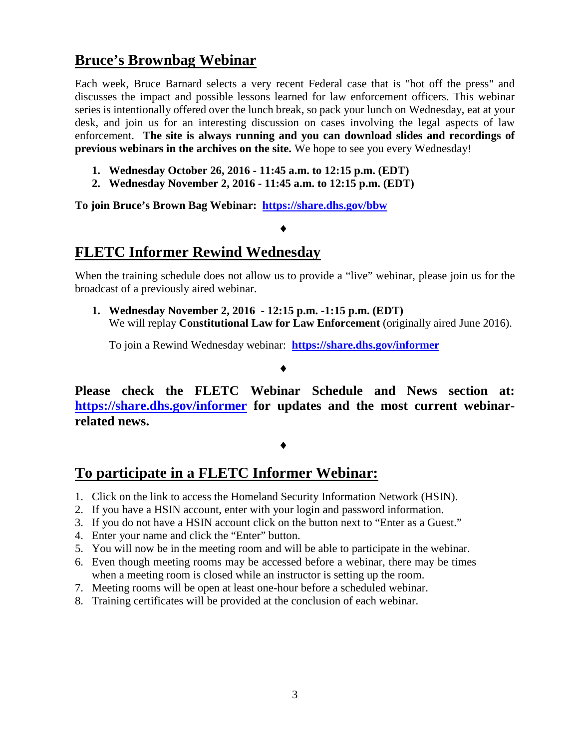## Bruce's Brownbag Webinar

Each week, Bruce Barnard selects a very recent Federal case that is "hot off the press" and discusses the impact and possible lessons learned for law enforcement officers. This webinar series is intentionally offered over the lunch break, so pack your lunch on Wednesday, eat at your desk, and join us for an interesting discussion on cases involving the legal aspects of law enforcement. **The site is always running and you can download slides and recordings of previous webinars in the archives on the site.** We hope to see you every Wednesday!

1. **Wednesday October 26, 2016 - 11:45 a.m. to 12:15 p.m. (EDT)**
2. **Wednesday November 2, 2016 - 11:45 a.m. to 12:15 p.m. (EDT)**

**To join Bruce's Brown Bag Webinar: [https://share.dhs.gov/bbw](https://share.dhs.gov/bbw)**

♦

## FLETC Informer Rewind Wednesday

When the training schedule does not allow us to provide a "live" webinar, please join us for the broadcast of a previously aired webinar.

1. **Wednesday November 2, 2016 - 12:15 p.m. -1:15 p.m. (EDT)**
   We will replay **Constitutional Law for Law Enforcement** (originally aired June 2016).

   To join a Rewind Wednesday webinar: **[https://share.dhs.gov/informer](https://share.dhs.gov/informer)**

♦

**Please check the FLETC Webinar Schedule and News section at: [https://share.dhs.gov/informer](https://share.dhs.gov/informer) for updates and the most current webinar-related news.**

♦

## To participate in a FLETC Informer Webinar:

1. Click on the link to access the Homeland Security Information Network (HSIN).
2. If you have a HSIN account, enter with your login and password information.
3. If you do not have a HSIN account click on the button next to "Enter as a Guest."
4. Enter your name and click the "Enter" button.
5. You will now be in the meeting room and will be able to participate in the webinar.
6. Even though meeting rooms may be accessed before a webinar, there may be times when a meeting room is closed while an instructor is setting up the room.
7. Meeting rooms will be open at least one-hour before a scheduled webinar.
8. Training certificates will be provided at the conclusion of each webinar.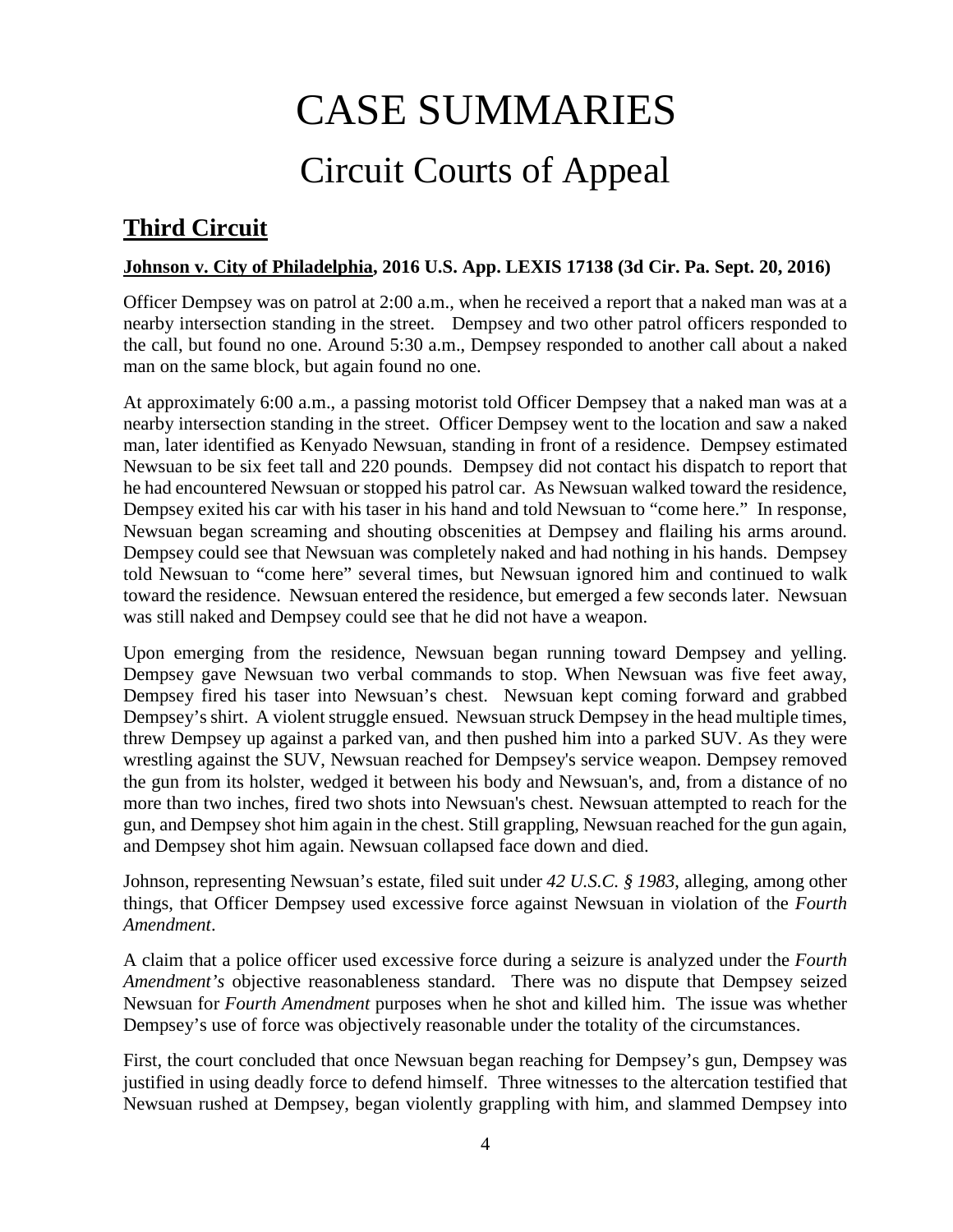# CASE SUMMARIES

## Circuit Courts of Appeal

## Third Circuit

**Johnson v. City of Philadelphia, 2016 U.S. App. LEXIS 17138 (3d Cir. Pa. Sept. 20, 2016)**

Officer Dempsey was on patrol at 2:00 a.m., when he received a report that a naked man was at a nearby intersection standing in the street. Dempsey and two other patrol officers responded to the call, but found no one. Around 5:30 a.m., Dempsey responded to another call about a naked man on the same block, but again found no one.

At approximately 6:00 a.m., a passing motorist told Officer Dempsey that a naked man was at a nearby intersection standing in the street. Officer Dempsey went to the location and saw a naked man, later identified as Kenyado Newsuan, standing in front of a residence. Dempsey estimated Newsuan to be six feet tall and 220 pounds. Dempsey did not contact his dispatch to report that he had encountered Newsuan or stopped his patrol car. As Newsuan walked toward the residence, Dempsey exited his car with his taser in his hand and told Newsuan to "come here." In response, Newsuan began screaming and shouting obscenities at Dempsey and flailing his arms around. Dempsey could see that Newsuan was completely naked and had nothing in his hands. Dempsey told Newsuan to "come here" several times, but Newsuan ignored him and continued to walk toward the residence. Newsuan entered the residence, but emerged a few seconds later. Newsuan was still naked and Dempsey could see that he did not have a weapon.

Upon emerging from the residence, Newsuan began running toward Dempsey and yelling. Dempsey gave Newsuan two verbal commands to stop. When Newsuan was five feet away, Dempsey fired his taser into Newsuan's chest. Newsuan kept coming forward and grabbed Dempsey's shirt. A violent struggle ensued. Newsuan struck Dempsey in the head multiple times, threw Dempsey up against a parked van, and then pushed him into a parked SUV. As they were wrestling against the SUV, Newsuan reached for Dempsey's service weapon. Dempsey removed the gun from its holster, wedged it between his body and Newsuan's, and, from a distance of no more than two inches, fired two shots into Newsuan's chest. Newsuan attempted to reach for the gun, and Dempsey shot him again in the chest. Still grappling, Newsuan reached for the gun again, and Dempsey shot him again. Newsuan collapsed face down and died.

Johnson, representing Newsuan's estate, filed suit under *42 U.S.C. § 1983*, alleging, among other things, that Officer Dempsey used excessive force against Newsuan in violation of the *Fourth Amendment*.

A claim that a police officer used excessive force during a seizure is analyzed under the *Fourth Amendment's* objective reasonableness standard. There was no dispute that Dempsey seized Newsuan for *Fourth Amendment* purposes when he shot and killed him. The issue was whether Dempsey's use of force was objectively reasonable under the totality of the circumstances.

First, the court concluded that once Newsuan began reaching for Dempsey's gun, Dempsey was justified in using deadly force to defend himself. Three witnesses to the altercation testified that Newsuan rushed at Dempsey, began violently grappling with him, and slammed Dempsey into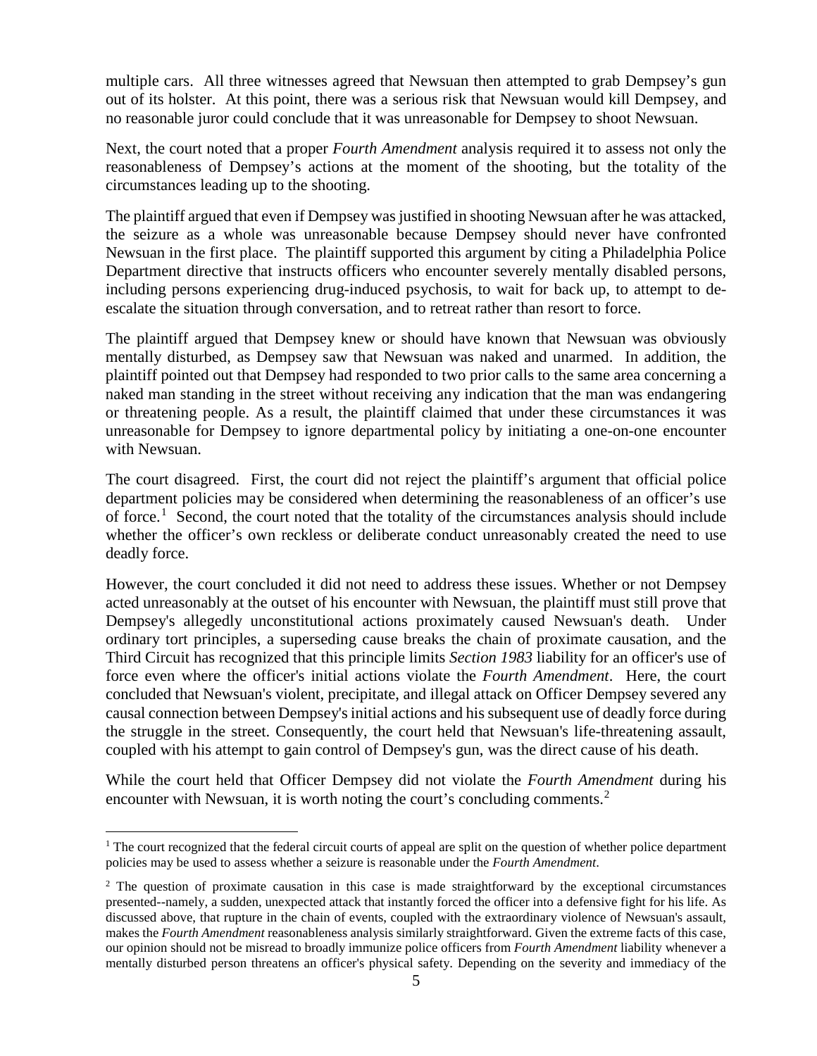multiple cars. All three witnesses agreed that Newsuan then attempted to grab Dempsey's gun out of its holster. At this point, there was a serious risk that Newsuan would kill Dempsey, and no reasonable juror could conclude that it was unreasonable for Dempsey to shoot Newsuan.

Next, the court noted that a proper *Fourth Amendment* analysis required it to assess not only the reasonableness of Dempsey's actions at the moment of the shooting, but the totality of the circumstances leading up to the shooting.

The plaintiff argued that even if Dempsey was justified in shooting Newsuan after he was attacked, the seizure as a whole was unreasonable because Dempsey should never have confronted Newsuan in the first place. The plaintiff supported this argument by citing a Philadelphia Police Department directive that instructs officers who encounter severely mentally disabled persons, including persons experiencing drug-induced psychosis, to wait for back up, to attempt to de-escalate the situation through conversation, and to retreat rather than resort to force.

The plaintiff argued that Dempsey knew or should have known that Newsuan was obviously mentally disturbed, as Dempsey saw that Newsuan was naked and unarmed. In addition, the plaintiff pointed out that Dempsey had responded to two prior calls to the same area concerning a naked man standing in the street without receiving any indication that the man was endangering or threatening people. As a result, the plaintiff claimed that under these circumstances it was unreasonable for Dempsey to ignore departmental policy by initiating a one-on-one encounter with Newsuan.

The court disagreed. First, the court did not reject the plaintiff's argument that official police department policies may be considered when determining the reasonableness of an officer's use of force.[1] Second, the court noted that the totality of the circumstances analysis should include whether the officer's own reckless or deliberate conduct unreasonably created the need to use deadly force.

However, the court concluded it did not need to address these issues. Whether or not Dempsey acted unreasonably at the outset of his encounter with Newsuan, the plaintiff must still prove that Dempsey's allegedly unconstitutional actions proximately caused Newsuan's death. Under ordinary tort principles, a superseding cause breaks the chain of proximate causation, and the Third Circuit has recognized that this principle limits *Section 1983* liability for an officer's use of force even where the officer's initial actions violate the *Fourth Amendment*. Here, the court concluded that Newsuan's violent, precipitate, and illegal attack on Officer Dempsey severed any causal connection between Dempsey's initial actions and his subsequent use of deadly force during the struggle in the street. Consequently, the court held that Newsuan's life-threatening assault, coupled with his attempt to gain control of Dempsey's gun, was the direct cause of his death.

While the court held that Officer Dempsey did not violate the *Fourth Amendment* during his encounter with Newsuan, it is worth noting the court's concluding comments.[2]

---

[1] The court recognized that the federal circuit courts of appeal are split on the question of whether police department policies may be used to assess whether a seizure is reasonable under the *Fourth Amendment*.

[2] The question of proximate causation in this case is made straightforward by the exceptional circumstances presented--namely, a sudden, unexpected attack that instantly forced the officer into a defensive fight for his life. As discussed above, that rupture in the chain of events, coupled with the extraordinary violence of Newsuan's assault, makes the *Fourth Amendment* reasonableness analysis similarly straightforward. Given the extreme facts of this case, our opinion should not be misread to broadly immunize police officers from *Fourth Amendment* liability whenever a mentally disturbed person threatens an officer's physical safety. Depending on the severity and immediacy of the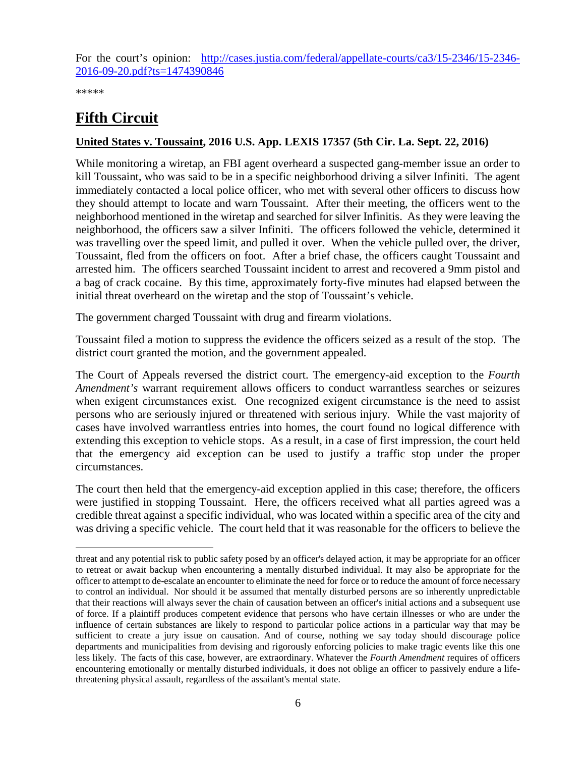For the court's opinion: [http://cases.justia.com/federal/appellate-courts/ca3/15-2346/15-2346-2016-09-20.pdf?ts=1474390846](http://cases.justia.com/federal/appellate-courts/ca3/15-2346/15-2346-2016-09-20.pdf?ts=1474390846)

*****

# Fifth Circuit

**United States v. Toussaint, 2016 U.S. App. LEXIS 17357 (5th Cir. La. Sept. 22, 2016)**

While monitoring a wiretap, an FBI agent overheard a suspected gang-member issue an order to kill Toussaint, who was said to be in a specific neighborhood driving a silver Infiniti. The agent immediately contacted a local police officer, who met with several other officers to discuss how they should attempt to locate and warn Toussaint. After their meeting, the officers went to the neighborhood mentioned in the wiretap and searched for silver Infinitis. As they were leaving the neighborhood, the officers saw a silver Infiniti. The officers followed the vehicle, determined it was travelling over the speed limit, and pulled it over. When the vehicle pulled over, the driver, Toussaint, fled from the officers on foot. After a brief chase, the officers caught Toussaint and arrested him. The officers searched Toussaint incident to arrest and recovered a 9mm pistol and a bag of crack cocaine. By this time, approximately forty-five minutes had elapsed between the initial threat overheard on the wiretap and the stop of Toussaint's vehicle.

The government charged Toussaint with drug and firearm violations.

Toussaint filed a motion to suppress the evidence the officers seized as a result of the stop. The district court granted the motion, and the government appealed.

The Court of Appeals reversed the district court. The emergency-aid exception to the *Fourth Amendment's* warrant requirement allows officers to conduct warrantless searches or seizures when exigent circumstances exist. One recognized exigent circumstance is the need to assist persons who are seriously injured or threatened with serious injury. While the vast majority of cases have involved warrantless entries into homes, the court found no logical difference with extending this exception to vehicle stops. As a result, in a case of first impression, the court held that the emergency aid exception can be used to justify a traffic stop under the proper circumstances.

The court then held that the emergency-aid exception applied in this case; therefore, the officers were justified in stopping Toussaint. Here, the officers received what all parties agreed was a credible threat against a specific individual, who was located within a specific area of the city and was driving a specific vehicle. The court held that it was reasonable for the officers to believe the

---

threat and any potential risk to public safety posed by an officer's delayed action, it may be appropriate for an officer to retreat or await backup when encountering a mentally disturbed individual. It may also be appropriate for the officer to attempt to de-escalate an encounter to eliminate the need for force or to reduce the amount of force necessary to control an individual. Nor should it be assumed that mentally disturbed persons are so inherently unpredictable that their reactions will always sever the chain of causation between an officer's initial actions and a subsequent use of force. If a plaintiff produces competent evidence that persons who have certain illnesses or who are under the influence of certain substances are likely to respond to particular police actions in a particular way that may be sufficient to create a jury issue on causation. And of course, nothing we say today should discourage police departments and municipalities from devising and rigorously enforcing policies to make tragic events like this one less likely. The facts of this case, however, are extraordinary. Whatever the *Fourth Amendment* requires of officers encountering emotionally or mentally disturbed individuals, it does not oblige an officer to passively endure a life-threatening physical assault, regardless of the assailant's mental state.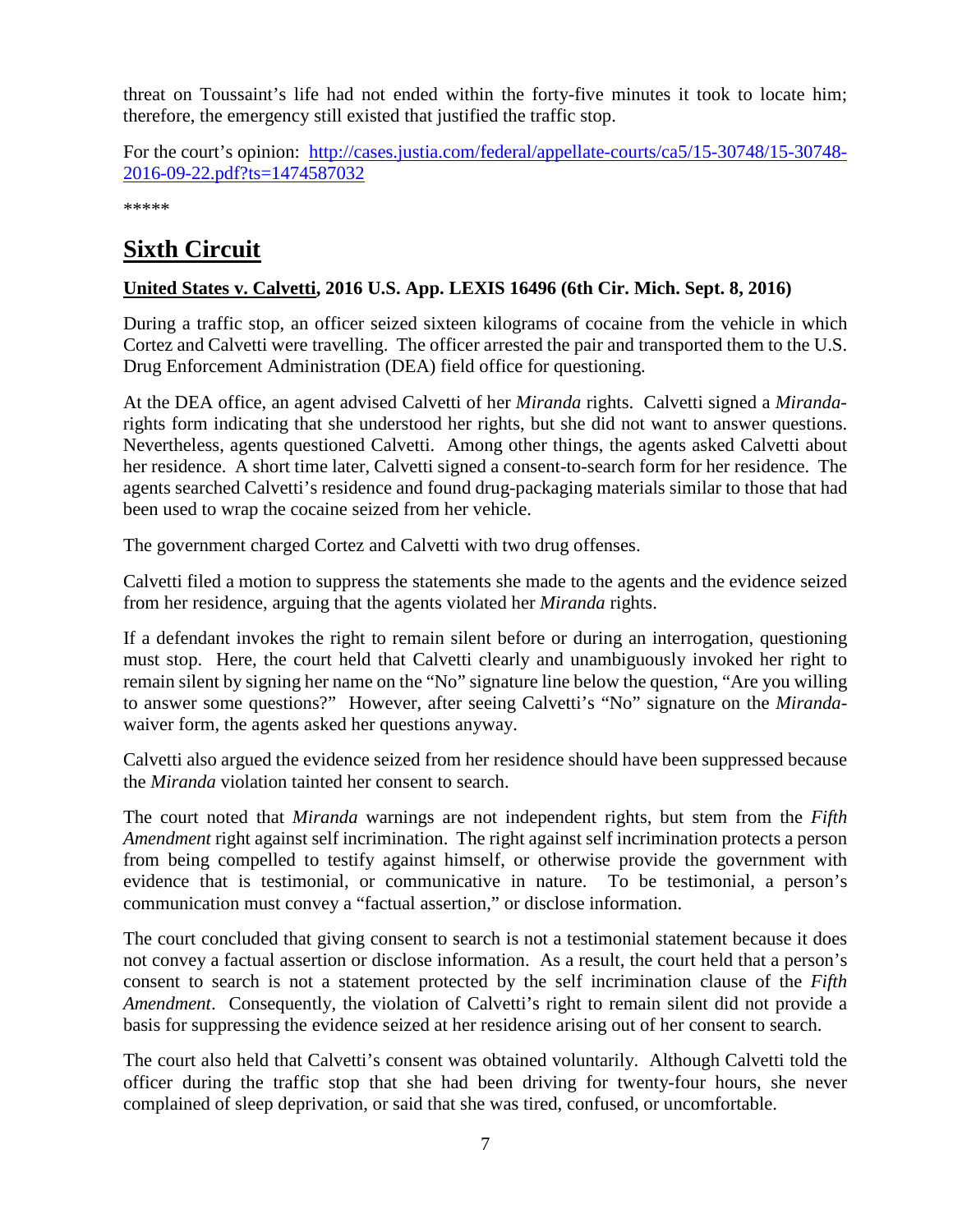threat on Toussaint's life had not ended within the forty-five minutes it took to locate him; therefore, the emergency still existed that justified the traffic stop.

For the court's opinion: [http://cases.justia.com/federal/appellate-courts/ca5/15-30748/15-30748-2016-09-22.pdf?ts=1474587032](http://cases.justia.com/federal/appellate-courts/ca5/15-30748/15-30748-2016-09-22.pdf?ts=1474587032)

*****

# Sixth Circuit

**United States v. Calvetti, 2016 U.S. App. LEXIS 16496 (6th Cir. Mich. Sept. 8, 2016)**

During a traffic stop, an officer seized sixteen kilograms of cocaine from the vehicle in which Cortez and Calvetti were travelling. The officer arrested the pair and transported them to the U.S. Drug Enforcement Administration (DEA) field office for questioning.

At the DEA office, an agent advised Calvetti of her *Miranda* rights. Calvetti signed a *Miranda*-rights form indicating that she understood her rights, but she did not want to answer questions. Nevertheless, agents questioned Calvetti. Among other things, the agents asked Calvetti about her residence. A short time later, Calvetti signed a consent-to-search form for her residence. The agents searched Calvetti's residence and found drug-packaging materials similar to those that had been used to wrap the cocaine seized from her vehicle.

The government charged Cortez and Calvetti with two drug offenses.

Calvetti filed a motion to suppress the statements she made to the agents and the evidence seized from her residence, arguing that the agents violated her *Miranda* rights.

If a defendant invokes the right to remain silent before or during an interrogation, questioning must stop. Here, the court held that Calvetti clearly and unambiguously invoked her right to remain silent by signing her name on the "No" signature line below the question, "Are you willing to answer some questions?" However, after seeing Calvetti's "No" signature on the *Miranda*-waiver form, the agents asked her questions anyway.

Calvetti also argued the evidence seized from her residence should have been suppressed because the *Miranda* violation tainted her consent to search.

The court noted that *Miranda* warnings are not independent rights, but stem from the *Fifth Amendment* right against self incrimination. The right against self incrimination protects a person from being compelled to testify against himself, or otherwise provide the government with evidence that is testimonial, or communicative in nature. To be testimonial, a person's communication must convey a "factual assertion," or disclose information.

The court concluded that giving consent to search is not a testimonial statement because it does not convey a factual assertion or disclose information. As a result, the court held that a person's consent to search is not a statement protected by the self incrimination clause of the *Fifth Amendment*. Consequently, the violation of Calvetti's right to remain silent did not provide a basis for suppressing the evidence seized at her residence arising out of her consent to search.

The court also held that Calvetti's consent was obtained voluntarily. Although Calvetti told the officer during the traffic stop that she had been driving for twenty-four hours, she never complained of sleep deprivation, or said that she was tired, confused, or uncomfortable.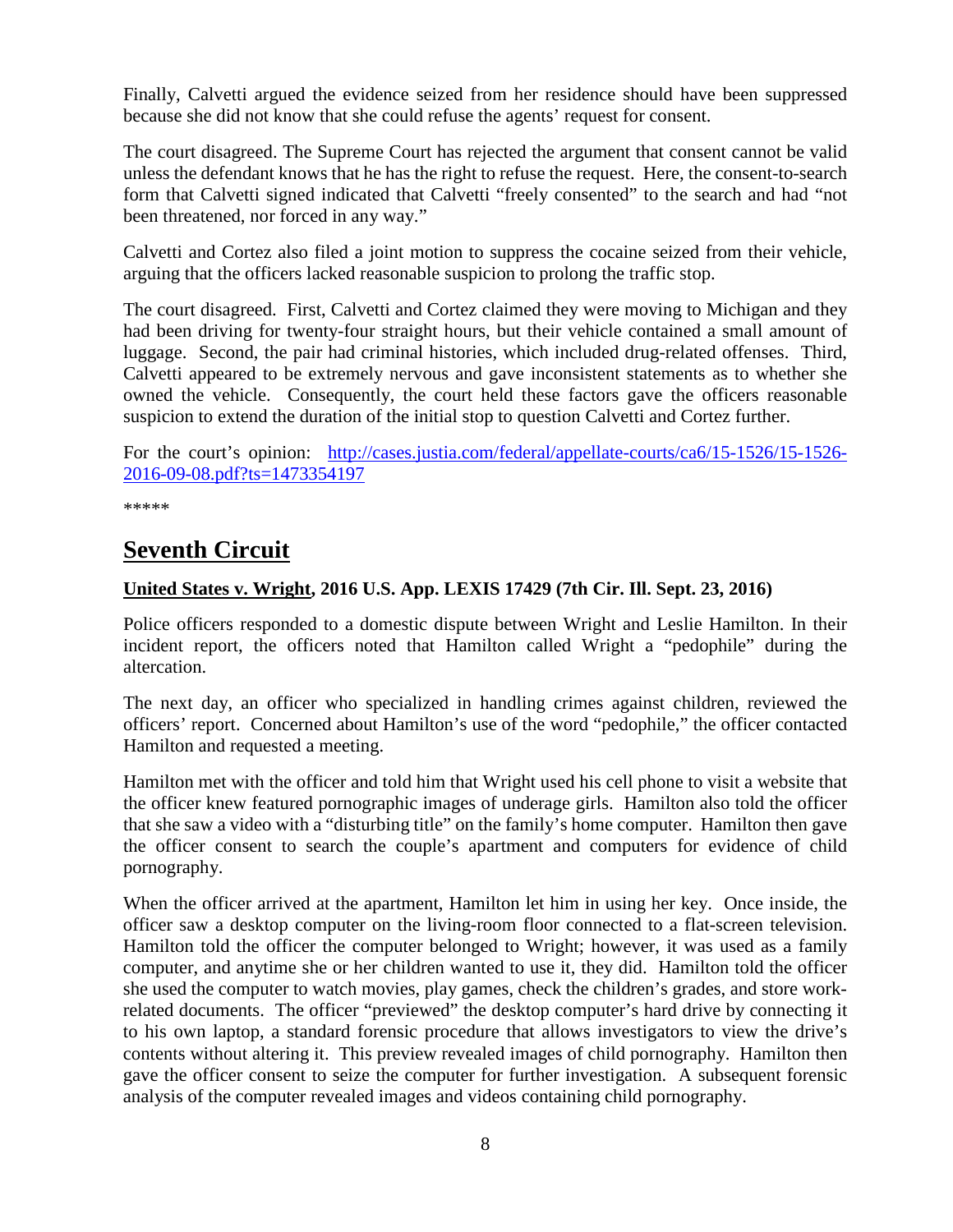Finally, Calvetti argued the evidence seized from her residence should have been suppressed because she did not know that she could refuse the agents' request for consent.

The court disagreed. The Supreme Court has rejected the argument that consent cannot be valid unless the defendant knows that he has the right to refuse the request. Here, the consent-to-search form that Calvetti signed indicated that Calvetti "freely consented" to the search and had "not been threatened, nor forced in any way."

Calvetti and Cortez also filed a joint motion to suppress the cocaine seized from their vehicle, arguing that the officers lacked reasonable suspicion to prolong the traffic stop.

The court disagreed. First, Calvetti and Cortez claimed they were moving to Michigan and they had been driving for twenty-four straight hours, but their vehicle contained a small amount of luggage. Second, the pair had criminal histories, which included drug-related offenses. Third, Calvetti appeared to be extremely nervous and gave inconsistent statements as to whether she owned the vehicle. Consequently, the court held these factors gave the officers reasonable suspicion to extend the duration of the initial stop to question Calvetti and Cortez further.

For the court's opinion: [http://cases.justia.com/federal/appellate-courts/ca6/15-1526/15-1526-2016-09-08.pdf?ts=1473354197](http://cases.justia.com/federal/appellate-courts/ca6/15-1526/15-1526-2016-09-08.pdf?ts=1473354197)

*****

## Seventh Circuit

**United States v. Wright, 2016 U.S. App. LEXIS 17429 (7th Cir. Ill. Sept. 23, 2016)**

Police officers responded to a domestic dispute between Wright and Leslie Hamilton. In their incident report, the officers noted that Hamilton called Wright a "pedophile" during the altercation.

The next day, an officer who specialized in handling crimes against children, reviewed the officers' report. Concerned about Hamilton's use of the word "pedophile," the officer contacted Hamilton and requested a meeting.

Hamilton met with the officer and told him that Wright used his cell phone to visit a website that the officer knew featured pornographic images of underage girls. Hamilton also told the officer that she saw a video with a "disturbing title" on the family's home computer. Hamilton then gave the officer consent to search the couple's apartment and computers for evidence of child pornography.

When the officer arrived at the apartment, Hamilton let him in using her key. Once inside, the officer saw a desktop computer on the living-room floor connected to a flat-screen television. Hamilton told the officer the computer belonged to Wright; however, it was used as a family computer, and anytime she or her children wanted to use it, they did. Hamilton told the officer she used the computer to watch movies, play games, check the children's grades, and store work-related documents. The officer "previewed" the desktop computer's hard drive by connecting it to his own laptop, a standard forensic procedure that allows investigators to view the drive's contents without altering it. This preview revealed images of child pornography. Hamilton then gave the officer consent to seize the computer for further investigation. A subsequent forensic analysis of the computer revealed images and videos containing child pornography.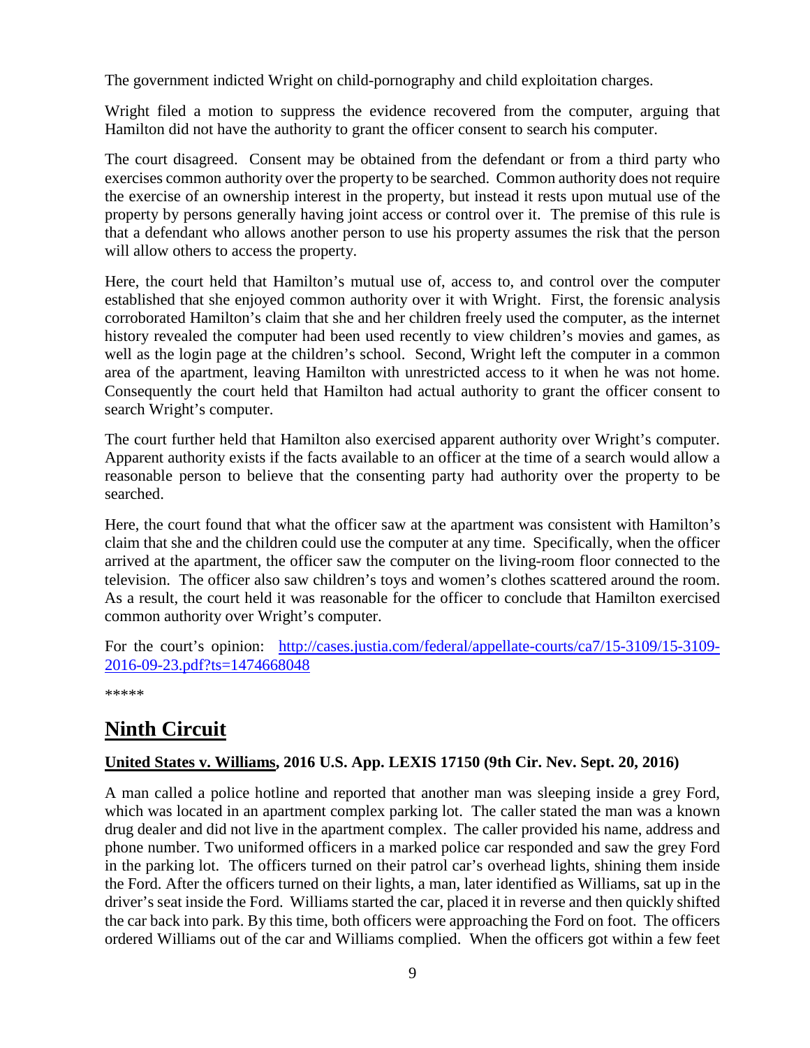The government indicted Wright on child-pornography and child exploitation charges.

Wright filed a motion to suppress the evidence recovered from the computer, arguing that Hamilton did not have the authority to grant the officer consent to search his computer.

The court disagreed. Consent may be obtained from the defendant or from a third party who exercises common authority over the property to be searched. Common authority does not require the exercise of an ownership interest in the property, but instead it rests upon mutual use of the property by persons generally having joint access or control over it. The premise of this rule is that a defendant who allows another person to use his property assumes the risk that the person will allow others to access the property.

Here, the court held that Hamilton's mutual use of, access to, and control over the computer established that she enjoyed common authority over it with Wright. First, the forensic analysis corroborated Hamilton's claim that she and her children freely used the computer, as the internet history revealed the computer had been used recently to view children's movies and games, as well as the login page at the children's school. Second, Wright left the computer in a common area of the apartment, leaving Hamilton with unrestricted access to it when he was not home. Consequently the court held that Hamilton had actual authority to grant the officer consent to search Wright's computer.

The court further held that Hamilton also exercised apparent authority over Wright's computer. Apparent authority exists if the facts available to an officer at the time of a search would allow a reasonable person to believe that the consenting party had authority over the property to be searched.

Here, the court found that what the officer saw at the apartment was consistent with Hamilton's claim that she and the children could use the computer at any time. Specifically, when the officer arrived at the apartment, the officer saw the computer on the living-room floor connected to the television. The officer also saw children's toys and women's clothes scattered around the room. As a result, the court held it was reasonable for the officer to conclude that Hamilton exercised common authority over Wright's computer.

For the court's opinion: [http://cases.justia.com/federal/appellate-courts/ca7/15-3109/15-3109-2016-09-23.pdf?ts=1474668048](http://cases.justia.com/federal/appellate-courts/ca7/15-3109/15-3109-2016-09-23.pdf?ts=1474668048)

*****

# Ninth Circuit

### United States v. Williams, 2016 U.S. App. LEXIS 17150 (9th Cir. Nev. Sept. 20, 2016)

A man called a police hotline and reported that another man was sleeping inside a grey Ford, which was located in an apartment complex parking lot. The caller stated the man was a known drug dealer and did not live in the apartment complex. The caller provided his name, address and phone number. Two uniformed officers in a marked police car responded and saw the grey Ford in the parking lot. The officers turned on their patrol car's overhead lights, shining them inside the Ford. After the officers turned on their lights, a man, later identified as Williams, sat up in the driver's seat inside the Ford. Williams started the car, placed it in reverse and then quickly shifted the car back into park. By this time, both officers were approaching the Ford on foot. The officers ordered Williams out of the car and Williams complied. When the officers got within a few feet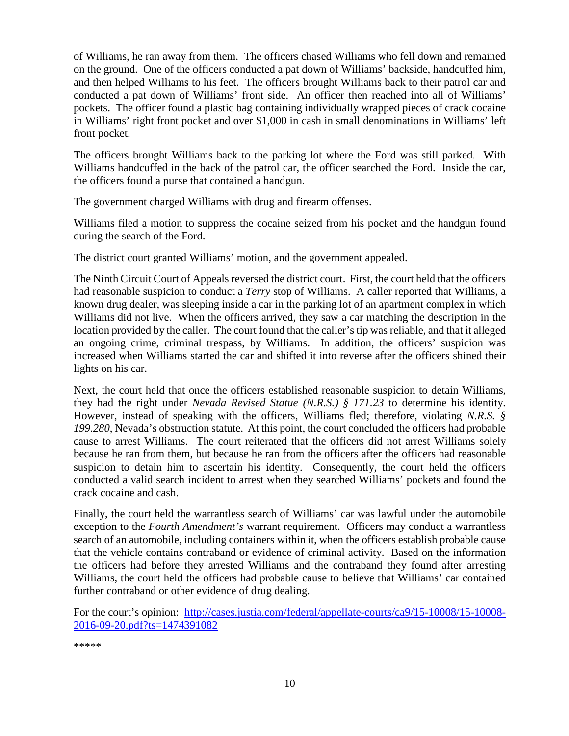of Williams, he ran away from them. The officers chased Williams who fell down and remained on the ground. One of the officers conducted a pat down of Williams' backside, handcuffed him, and then helped Williams to his feet. The officers brought Williams back to their patrol car and conducted a pat down of Williams' front side. An officer then reached into all of Williams' pockets. The officer found a plastic bag containing individually wrapped pieces of crack cocaine in Williams' right front pocket and over $1,000 in cash in small denominations in Williams' left front pocket.

The officers brought Williams back to the parking lot where the Ford was still parked. With Williams handcuffed in the back of the patrol car, the officer searched the Ford. Inside the car, the officers found a purse that contained a handgun.

The government charged Williams with drug and firearm offenses.

Williams filed a motion to suppress the cocaine seized from his pocket and the handgun found during the search of the Ford.

The district court granted Williams' motion, and the government appealed.

The Ninth Circuit Court of Appeals reversed the district court. First, the court held that the officers had reasonable suspicion to conduct a *Terry* stop of Williams. A caller reported that Williams, a known drug dealer, was sleeping inside a car in the parking lot of an apartment complex in which Williams did not live. When the officers arrived, they saw a car matching the description in the location provided by the caller. The court found that the caller's tip was reliable, and that it alleged an ongoing crime, criminal trespass, by Williams. In addition, the officers' suspicion was increased when Williams started the car and shifted it into reverse after the officers shined their lights on his car.

Next, the court held that once the officers established reasonable suspicion to detain Williams, they had the right under *Nevada Revised Statue (N.R.S.) § 171.23* to determine his identity. However, instead of speaking with the officers, Williams fled; therefore, violating *N.R.S. § 199.280*, Nevada's obstruction statute. At this point, the court concluded the officers had probable cause to arrest Williams. The court reiterated that the officers did not arrest Williams solely because he ran from them, but because he ran from the officers after the officers had reasonable suspicion to detain him to ascertain his identity. Consequently, the court held the officers conducted a valid search incident to arrest when they searched Williams' pockets and found the crack cocaine and cash.

Finally, the court held the warrantless search of Williams' car was lawful under the automobile exception to the *Fourth Amendment's* warrant requirement. Officers may conduct a warrantless search of an automobile, including containers within it, when the officers establish probable cause that the vehicle contains contraband or evidence of criminal activity. Based on the information the officers had before they arrested Williams and the contraband they found after arresting Williams, the court held the officers had probable cause to believe that Williams' car contained further contraband or other evidence of drug dealing.

For the court's opinion: [http://cases.justia.com/federal/appellate-courts/ca9/15-10008/15-10008-2016-09-20.pdf?ts=1474391082](http://cases.justia.com/federal/appellate-courts/ca9/15-10008/15-10008-2016-09-20.pdf?ts=1474391082)

*****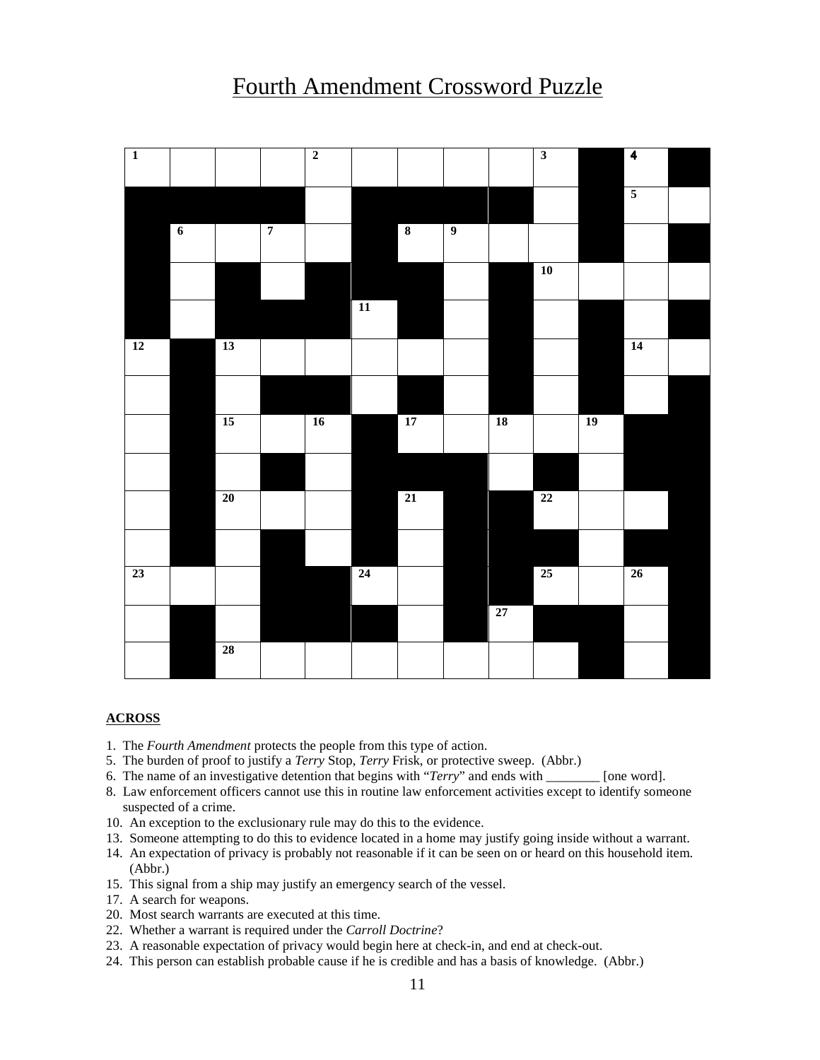# Fourth Amendment Crossword Puzzle

| 1 | | | | 2 | | | | | 3 | ■ | 4 | ■ |
|---|---|---|---|---|---|---|---|---|---|---|---|---|
| ■ | ■ | ■ | ■ | | ■ | ■ | ■ | ■ | | ■ | 5 | |
| ■ | 6 | | 7 | | ■ | 8 | 9 | | | ■ | | ■ |
| ■ | | ■ | | ■ | ■ | ■ | | ■ | 10 | | | |
| ■ | | ■ | ■ | ■ | 11 | ■ | | ■ | | ■ | | ■ |
| 12 | ■ | 13 | | | | | | ■ | | ■ | 14 | |
| | ■ | | ■ | ■ | | ■ | | ■ | | ■ | | ■ |
| | ■ | 15 | | 16 | ■ | 17 | | 18 | | 19 | ■ | ■ |
| | ■ | | ■ | | ■ | ■ | ■ | | ■ | | ■ | ■ |
| | ■ | 20 | | | ■ | 21 | ■ | ■ | 22 | | | ■ |
| | ■ | | ■ | | ■ | | ■ | ■ | ■ | | ■ | ■ |
| 23 | | | ■ | ■ | 24 | | ■ | ■ | 25 | | 26 | ■ |
| | ■ | | ■ | ■ | ■ | | ■ | 27 | ■ | ■ | | ■ |
| | ■ | 28 | | | | | | | | ■ | | ■ |

**ACROSS**

1. The *Fourth Amendment* protects the people from this type of action.
5. The burden of proof to justify a *Terry* Stop, *Terry* Frisk, or protective sweep. (Abbr.)
6. The name of an investigative detention that begins with "*Terry*" and ends with ________ [one word].
8. Law enforcement officers cannot use this in routine law enforcement activities except to identify someone suspected of a crime.
10. An exception to the exclusionary rule may do this to the evidence.
13. Someone attempting to do this to evidence located in a home may justify going inside without a warrant.
14. An expectation of privacy is probably not reasonable if it can be seen on or heard on this household item. (Abbr.)
15. This signal from a ship may justify an emergency search of the vessel.
17. A search for weapons.
20. Most search warrants are executed at this time.
22. Whether a warrant is required under the *Carroll Doctrine*?
23. A reasonable expectation of privacy would begin here at check-in, and end at check-out.
24. This person can establish probable cause if he is credible and has a basis of knowledge. (Abbr.)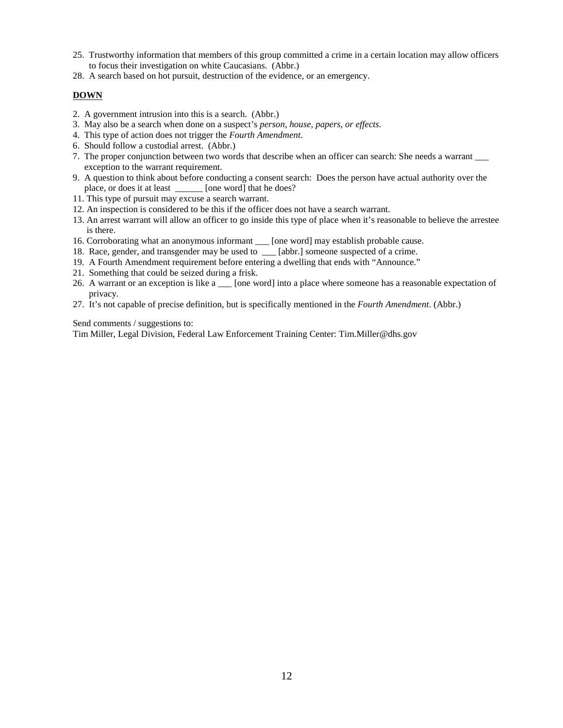25. Trustworthy information that members of this group committed a crime in a certain location may allow officers to focus their investigation on white Caucasians. (Abbr.)
28. A search based on hot pursuit, destruction of the evidence, or an emergency.

**DOWN**

2. A government intrusion into this is a search. (Abbr.)
3. May also be a search when done on a suspect's *person, house, papers, or effects.*
4. This type of action does not trigger the *Fourth Amendment*.
6. Should follow a custodial arrest. (Abbr.)
7. The proper conjunction between two words that describe when an officer can search: She needs a warrant ___ exception to the warrant requirement.
9. A question to think about before conducting a consent search: Does the person have actual authority over the place, or does it at least ______ [one word] that he does?
11. This type of pursuit may excuse a search warrant.
12. An inspection is considered to be this if the officer does not have a search warrant.
13. An arrest warrant will allow an officer to go inside this type of place when it's reasonable to believe the arrestee is there.
16. Corroborating what an anonymous informant ___ [one word] may establish probable cause.
18. Race, gender, and transgender may be used to ___ [abbr.] someone suspected of a crime.
19. A Fourth Amendment requirement before entering a dwelling that ends with "Announce."
21. Something that could be seized during a frisk.
26. A warrant or an exception is like a ___ [one word] into a place where someone has a reasonable expectation of privacy.
27. It's not capable of precise definition, but is specifically mentioned in the *Fourth Amendment*. (Abbr.)

Send comments / suggestions to:
Tim Miller, Legal Division, Federal Law Enforcement Training Center: Tim.Miller@dhs.gov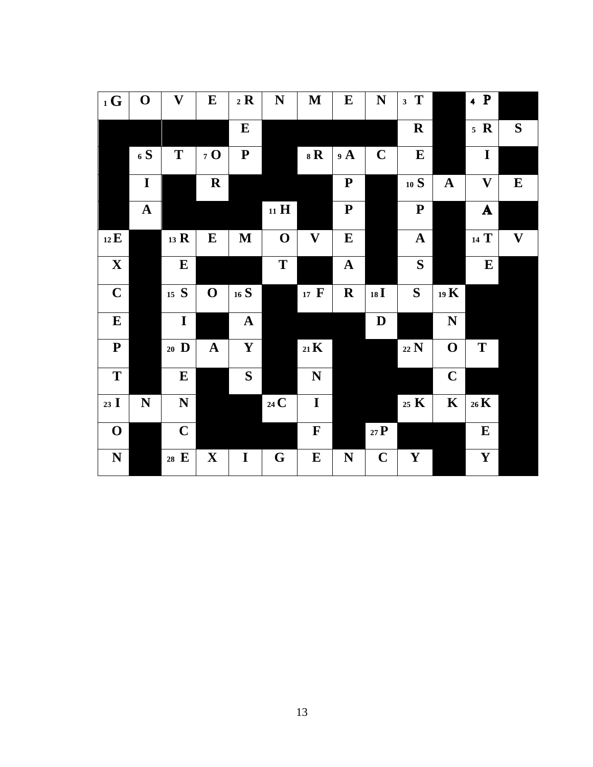| | | | | | | | | | | | | |
|---|---|---|---|---|---|---|---|---|---|---|---|---|
| 1 G | O | V | E | 2 R | N | M | E | N | 3 T | | 4 P | |
| | | | | E | | | | | R | | 5 R | S |
| | 6 S | T | 7 O | P | | 8 R | 9 A | C | E | | I | |
| | I | | R | | | | P | | 10 S | A | V | E |
| | A | | | | 11 H | | P | | P | | A | |
| 12 E | | 13 R | E | M | O | V | E | | A | | 14 T | V |
| X | | E | | | T | | A | | S | | E | |
| C | | 15 S | O | 16 S | | 17 F | R | 18 I | S | 19 K | | |
| E | | I | | A | | | | D | | N | | |
| P | | 20 D | A | Y | | 21 K | | | 22 N | O | T | |
| T | | E | | S | | N | | | | C | | |
| 23 I | N | N | | | 24 C | I | | | 25 K | K | 26 K | |
| O | | C | | | | F | | 27 P | | | E | |
| N | | 28 E | X | I | G | E | N | C | Y | | Y | |